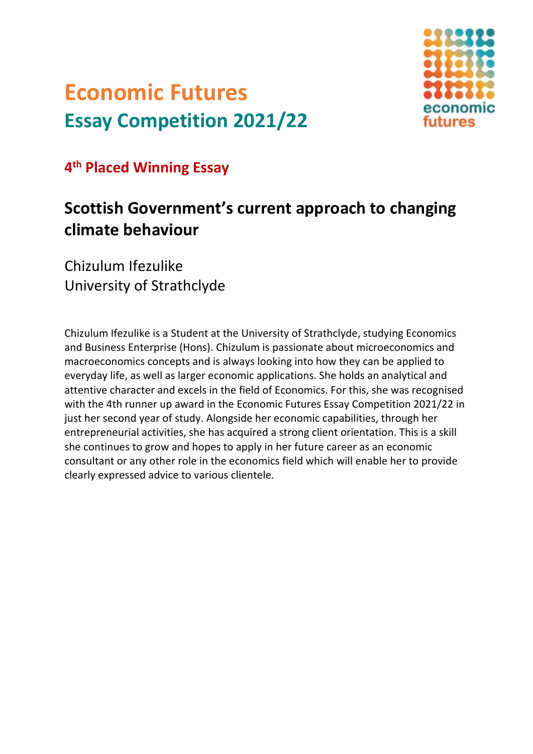# Economic Futures
## Essay Competition 2021/22

### 4th Placed Winning Essay

## Scottish Government's current approach to changing climate behaviour

Chizulum Ifezulike
University of Strathclyde

Chizulum Ifezulike is a Student at the University of Strathclyde, studying Economics and Business Enterprise (Hons). Chizulum is passionate about microeconomics and macroeconomics concepts and is always looking into how they can be applied to everyday life, as well as larger economic applications. She holds an analytical and attentive character and excels in the field of Economics. For this, she was recognised with the 4th runner up award in the Economic Futures Essay Competition 2021/22 in just her second year of study. Alongside her economic capabilities, through her entrepreneurial activities, she has acquired a strong client orientation. This is a skill she continues to grow and hopes to apply in her future career as an economic consultant or any other role in the economics field which will enable her to provide clearly expressed advice to various clientele.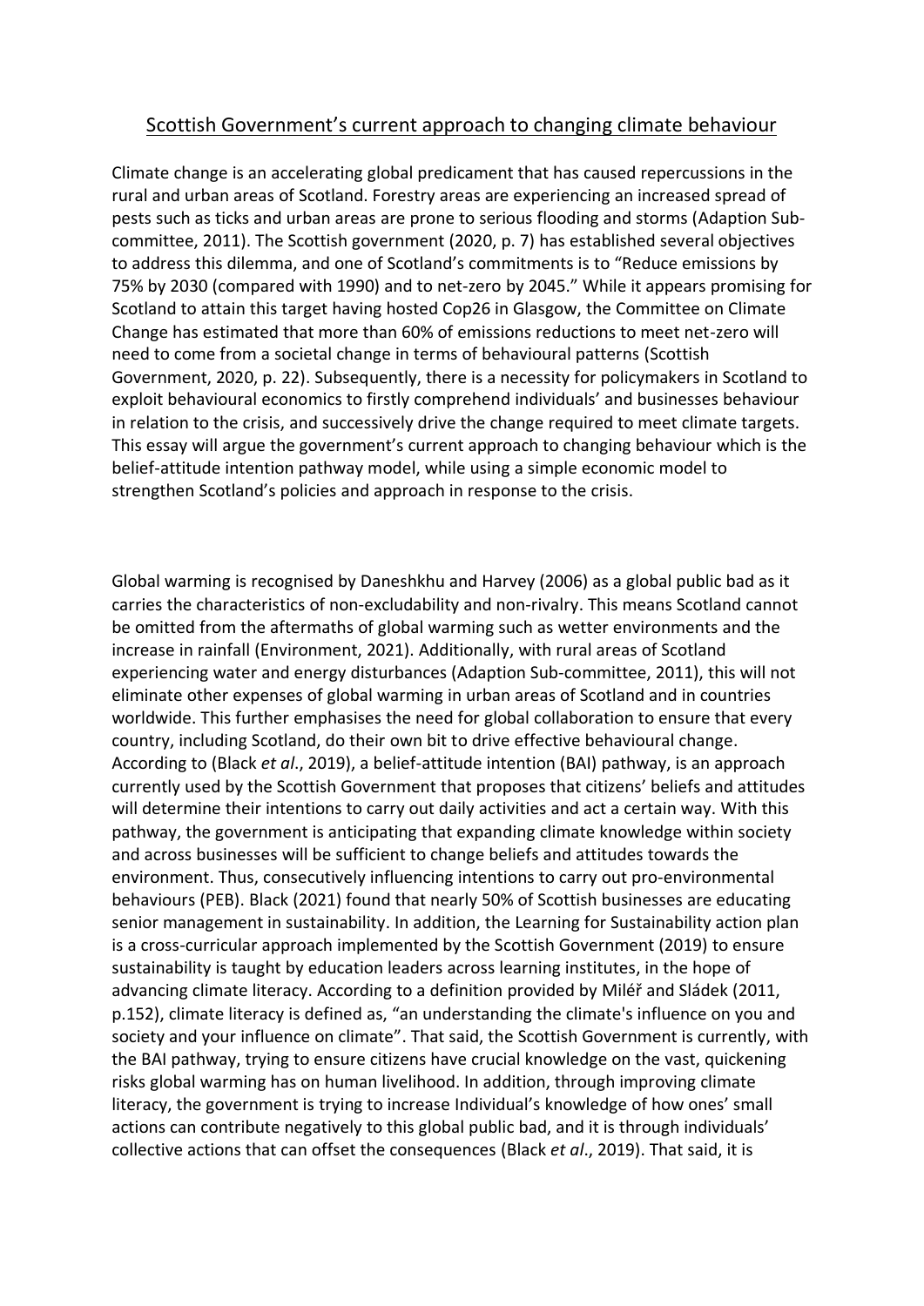## Scottish Government's current approach to changing climate behaviour

Climate change is an accelerating global predicament that has caused repercussions in the rural and urban areas of Scotland. Forestry areas are experiencing an increased spread of pests such as ticks and urban areas are prone to serious flooding and storms (Adaption Sub-committee, 2011). The Scottish government (2020, p. 7) has established several objectives to address this dilemma, and one of Scotland's commitments is to "Reduce emissions by 75% by 2030 (compared with 1990) and to net-zero by 2045." While it appears promising for Scotland to attain this target having hosted Cop26 in Glasgow, the Committee on Climate Change has estimated that more than 60% of emissions reductions to meet net-zero will need to come from a societal change in terms of behavioural patterns (Scottish Government, 2020, p. 22). Subsequently, there is a necessity for policymakers in Scotland to exploit behavioural economics to firstly comprehend individuals' and businesses behaviour in relation to the crisis, and successively drive the change required to meet climate targets. This essay will argue the government's current approach to changing behaviour which is the belief-attitude intention pathway model, while using a simple economic model to strengthen Scotland's policies and approach in response to the crisis.

Global warming is recognised by Daneshkhu and Harvey (2006) as a global public bad as it carries the characteristics of non-excludability and non-rivalry. This means Scotland cannot be omitted from the aftermaths of global warming such as wetter environments and the increase in rainfall (Environment, 2021). Additionally, with rural areas of Scotland experiencing water and energy disturbances (Adaption Sub-committee, 2011), this will not eliminate other expenses of global warming in urban areas of Scotland and in countries worldwide. This further emphasises the need for global collaboration to ensure that every country, including Scotland, do their own bit to drive effective behavioural change. According to (Black *et al*., 2019), a belief-attitude intention (BAI) pathway, is an approach currently used by the Scottish Government that proposes that citizens' beliefs and attitudes will determine their intentions to carry out daily activities and act a certain way. With this pathway, the government is anticipating that expanding climate knowledge within society and across businesses will be sufficient to change beliefs and attitudes towards the environment. Thus, consecutively influencing intentions to carry out pro-environmental behaviours (PEB). Black (2021) found that nearly 50% of Scottish businesses are educating senior management in sustainability. In addition, the Learning for Sustainability action plan is a cross-curricular approach implemented by the Scottish Government (2019) to ensure sustainability is taught by education leaders across learning institutes, in the hope of advancing climate literacy. According to a definition provided by Miléř and Sládek (2011, p.152), climate literacy is defined as, "an understanding the climate's influence on you and society and your influence on climate". That said, the Scottish Government is currently, with the BAI pathway, trying to ensure citizens have crucial knowledge on the vast, quickening risks global warming has on human livelihood. In addition, through improving climate literacy, the government is trying to increase Individual's knowledge of how ones' small actions can contribute negatively to this global public bad, and it is through individuals' collective actions that can offset the consequences (Black *et al*., 2019). That said, it is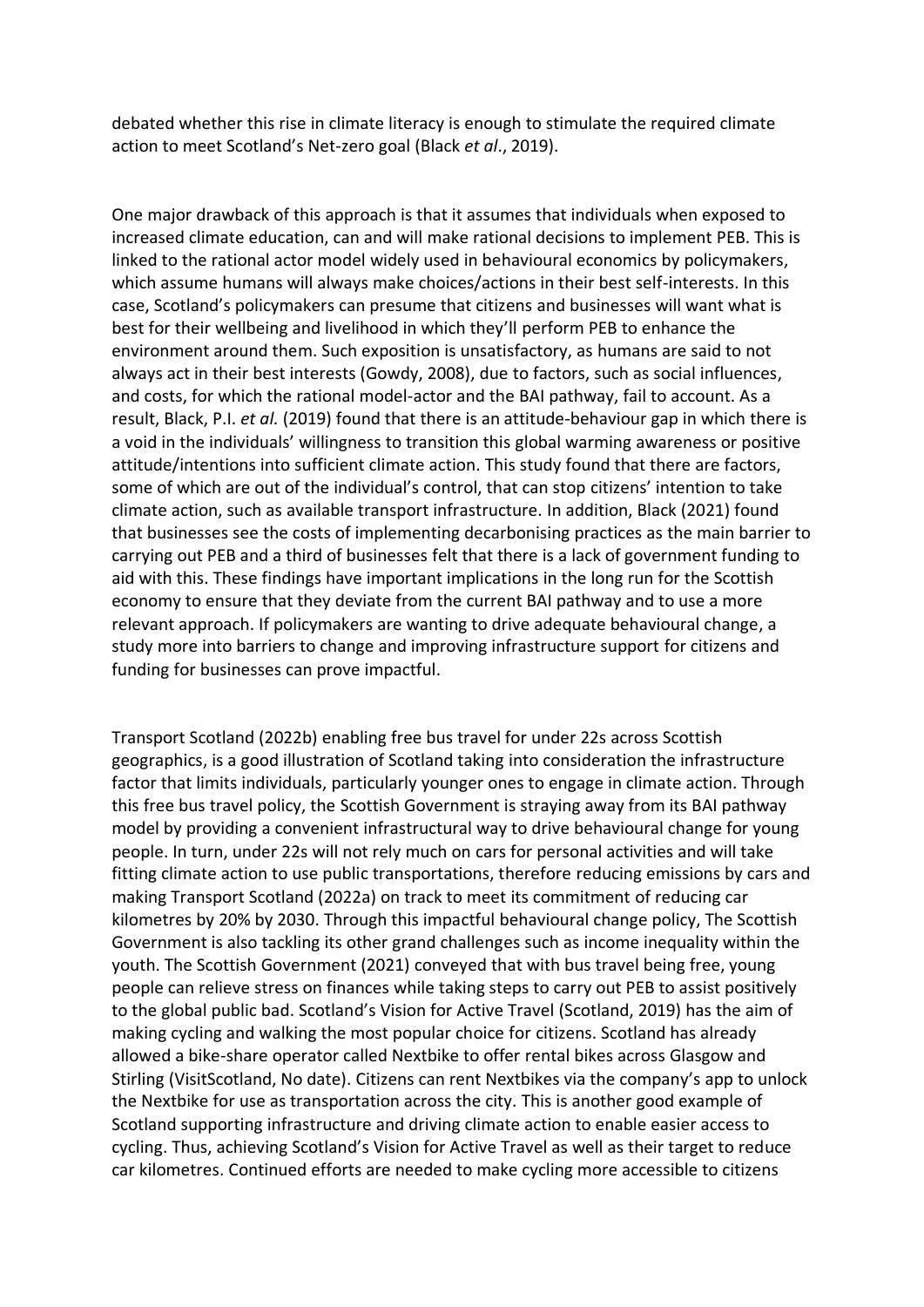debated whether this rise in climate literacy is enough to stimulate the required climate action to meet Scotland's Net-zero goal (Black *et al*., 2019).

One major drawback of this approach is that it assumes that individuals when exposed to increased climate education, can and will make rational decisions to implement PEB. This is linked to the rational actor model widely used in behavioural economics by policymakers, which assume humans will always make choices/actions in their best self-interests. In this case, Scotland's policymakers can presume that citizens and businesses will want what is best for their wellbeing and livelihood in which they'll perform PEB to enhance the environment around them. Such exposition is unsatisfactory, as humans are said to not always act in their best interests (Gowdy, 2008), due to factors, such as social influences, and costs, for which the rational model-actor and the BAI pathway, fail to account. As a result, Black, P.I. *et al.* (2019) found that there is an attitude-behaviour gap in which there is a void in the individuals' willingness to transition this global warming awareness or positive attitude/intentions into sufficient climate action. This study found that there are factors, some of which are out of the individual's control, that can stop citizens' intention to take climate action, such as available transport infrastructure. In addition, Black (2021) found that businesses see the costs of implementing decarbonising practices as the main barrier to carrying out PEB and a third of businesses felt that there is a lack of government funding to aid with this. These findings have important implications in the long run for the Scottish economy to ensure that they deviate from the current BAI pathway and to use a more relevant approach. If policymakers are wanting to drive adequate behavioural change, a study more into barriers to change and improving infrastructure support for citizens and funding for businesses can prove impactful.

Transport Scotland (2022b) enabling free bus travel for under 22s across Scottish geographics, is a good illustration of Scotland taking into consideration the infrastructure factor that limits individuals, particularly younger ones to engage in climate action. Through this free bus travel policy, the Scottish Government is straying away from its BAI pathway model by providing a convenient infrastructural way to drive behavioural change for young people. In turn, under 22s will not rely much on cars for personal activities and will take fitting climate action to use public transportations, therefore reducing emissions by cars and making Transport Scotland (2022a) on track to meet its commitment of reducing car kilometres by 20% by 2030. Through this impactful behavioural change policy, The Scottish Government is also tackling its other grand challenges such as income inequality within the youth. The Scottish Government (2021) conveyed that with bus travel being free, young people can relieve stress on finances while taking steps to carry out PEB to assist positively to the global public bad. Scotland's Vision for Active Travel (Scotland, 2019) has the aim of making cycling and walking the most popular choice for citizens. Scotland has already allowed a bike-share operator called Nextbike to offer rental bikes across Glasgow and Stirling (VisitScotland, No date). Citizens can rent Nextbikes via the company's app to unlock the Nextbike for use as transportation across the city. This is another good example of Scotland supporting infrastructure and driving climate action to enable easier access to cycling. Thus, achieving Scotland's Vision for Active Travel as well as their target to reduce car kilometres. Continued efforts are needed to make cycling more accessible to citizens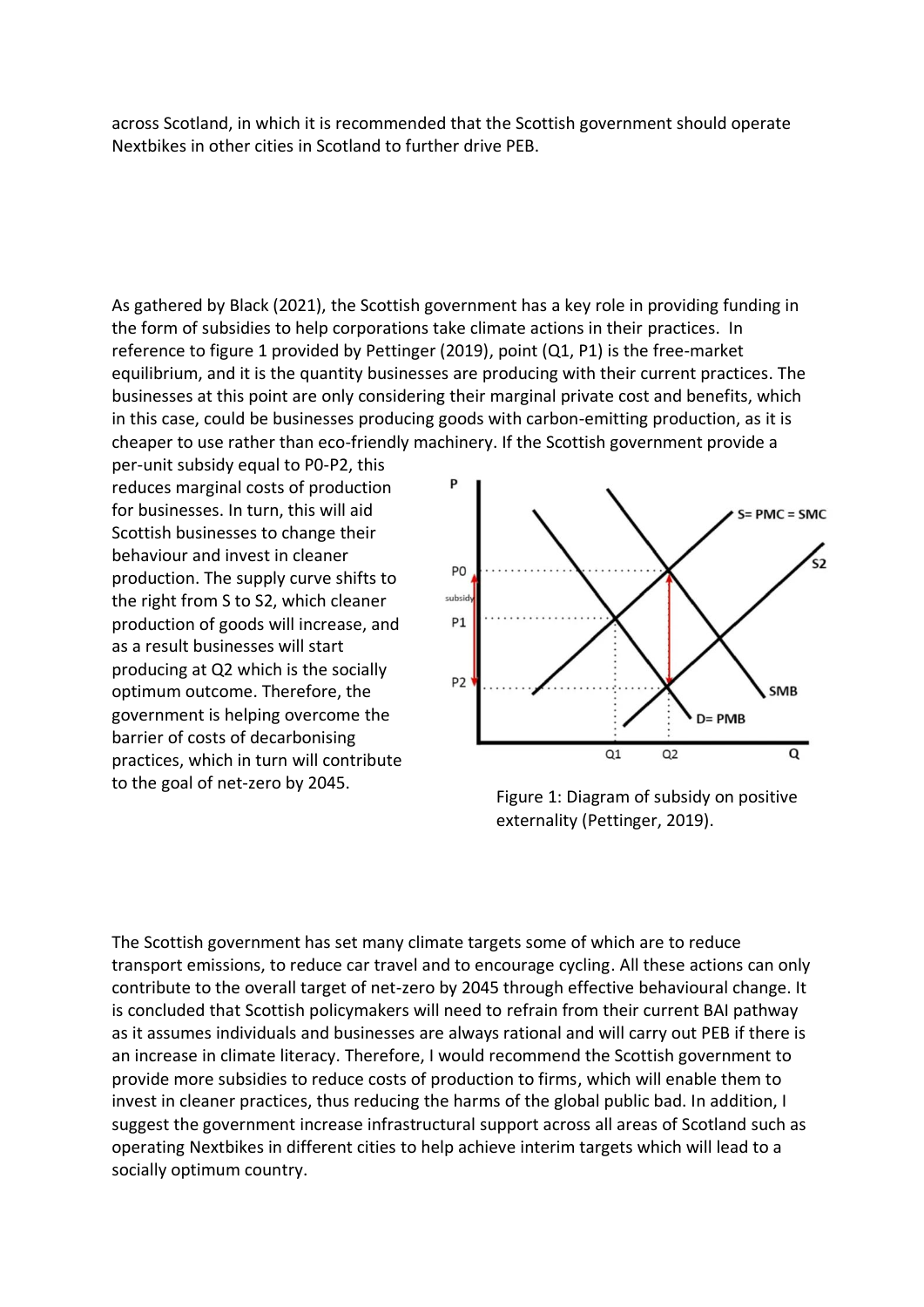across Scotland, in which it is recommended that the Scottish government should operate Nextbikes in other cities in Scotland to further drive PEB.

As gathered by Black (2021), the Scottish government has a key role in providing funding in the form of subsidies to help corporations take climate actions in their practices. In reference to figure 1 provided by Pettinger (2019), point (Q1, P1) is the free-market equilibrium, and it is the quantity businesses are producing with their current practices. The businesses at this point are only considering their marginal private cost and benefits, which in this case, could be businesses producing goods with carbon-emitting production, as it is cheaper to use rather than eco-friendly machinery. If the Scottish government provide a per-unit subsidy equal to P0-P2, this reduces marginal costs of production for businesses. In turn, this will aid Scottish businesses to change their behaviour and invest in cleaner production. The supply curve shifts to the right from S to S2, which cleaner production of goods will increase, and as a result businesses will start producing at Q2 which is the socially optimum outcome. Therefore, the government is helping overcome the barrier of costs of decarbonising practices, which in turn will contribute to the goal of net-zero by 2045.

Figure 1: Diagram of subsidy on positive externality (Pettinger, 2019).

The Scottish government has set many climate targets some of which are to reduce transport emissions, to reduce car travel and to encourage cycling. All these actions can only contribute to the overall target of net-zero by 2045 through effective behavioural change. It is concluded that Scottish policymakers will need to refrain from their current BAI pathway as it assumes individuals and businesses are always rational and will carry out PEB if there is an increase in climate literacy. Therefore, I would recommend the Scottish government to provide more subsidies to reduce costs of production to firms, which will enable them to invest in cleaner practices, thus reducing the harms of the global public bad. In addition, I suggest the government increase infrastructural support across all areas of Scotland such as operating Nextbikes in different cities to help achieve interim targets which will lead to a socially optimum country.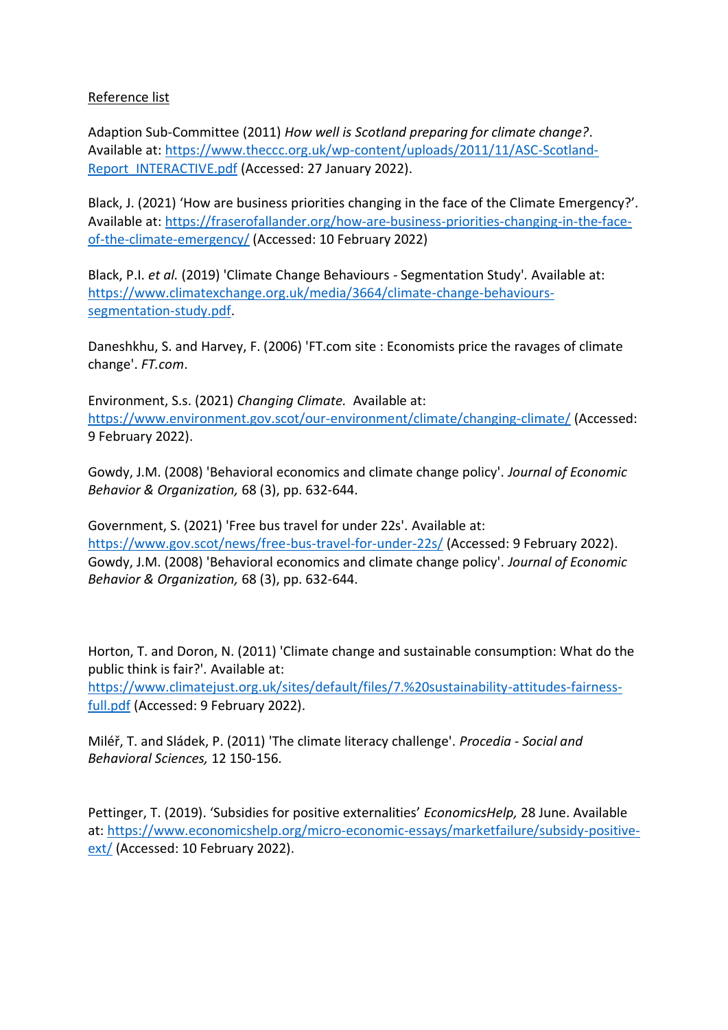Reference list

Adaption Sub-Committee (2011) *How well is Scotland preparing for climate change?*. Available at: https://www.theccc.org.uk/wp-content/uploads/2011/11/ASC-Scotland-Report_INTERACTIVE.pdf (Accessed: 27 January 2022).

Black, J. (2021) 'How are business priorities changing in the face of the Climate Emergency?'. Available at: https://fraserofallander.org/how-are-business-priorities-changing-in-the-face-of-the-climate-emergency/ (Accessed: 10 February 2022)

Black, P.I. *et al.* (2019) 'Climate Change Behaviours - Segmentation Study'. Available at: https://www.climatexchange.org.uk/media/3664/climate-change-behaviours-segmentation-study.pdf.

Daneshkhu, S. and Harvey, F. (2006) 'FT.com site : Economists price the ravages of climate change'. *FT.com*.

Environment, S.s. (2021) *Changing Climate.* Available at: https://www.environment.gov.scot/our-environment/climate/changing-climate/ (Accessed: 9 February 2022).

Gowdy, J.M. (2008) 'Behavioral economics and climate change policy'. *Journal of Economic Behavior & Organization,* 68 (3), pp. 632-644.

Government, S. (2021) 'Free bus travel for under 22s'. Available at: https://www.gov.scot/news/free-bus-travel-for-under-22s/ (Accessed: 9 February 2022).
Gowdy, J.M. (2008) 'Behavioral economics and climate change policy'. *Journal of Economic Behavior & Organization,* 68 (3), pp. 632-644.

Horton, T. and Doron, N. (2011) 'Climate change and sustainable consumption: What do the public think is fair?'. Available at: https://www.climatejust.org.uk/sites/default/files/7.%20sustainability-attitudes-fairness-full.pdf (Accessed: 9 February 2022).

Miléř, T. and Sládek, P. (2011) 'The climate literacy challenge'. *Procedia - Social and Behavioral Sciences,* 12 150-156.

Pettinger, T. (2019). 'Subsidies for positive externalities' *EconomicsHelp,* 28 June. Available at: https://www.economicshelp.org/micro-economic-essays/marketfailure/subsidy-positive-ext/ (Accessed: 10 February 2022).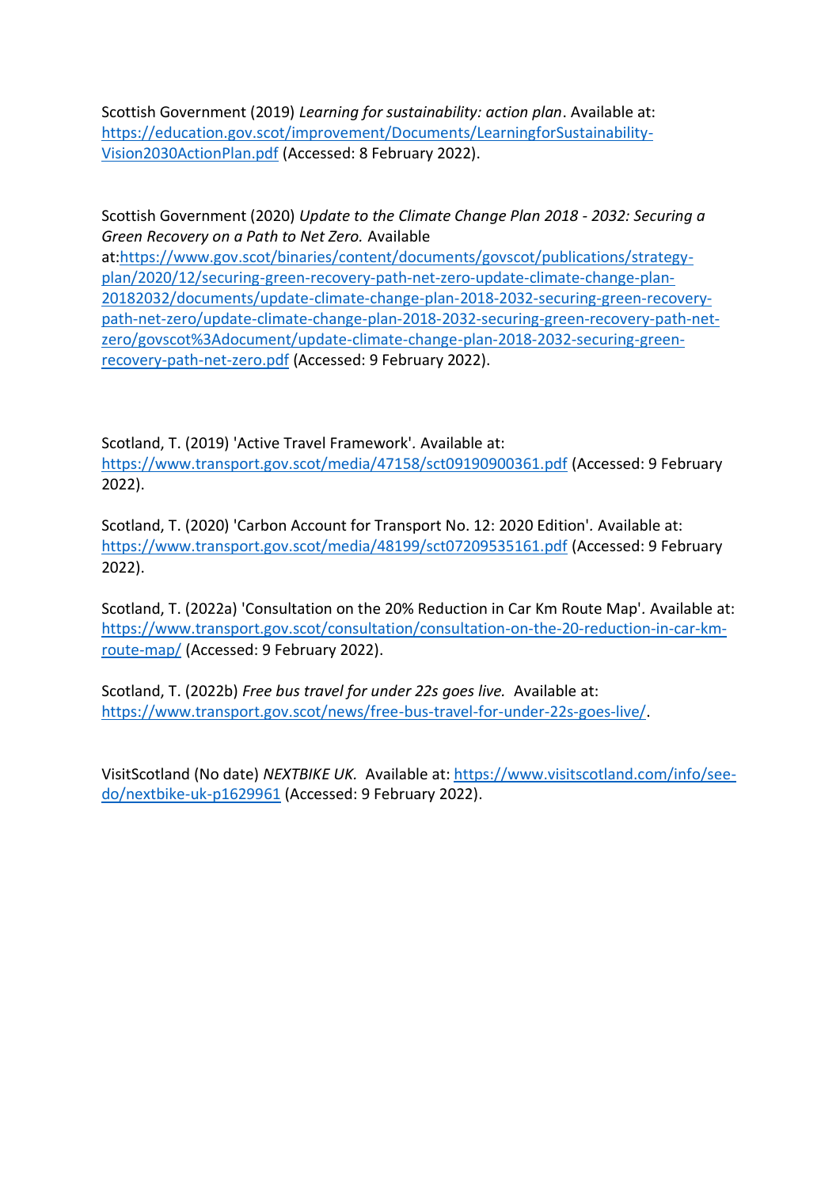Scottish Government (2019) *Learning for sustainability: action plan*. Available at: https://education.gov.scot/improvement/Documents/LearningforSustainability-Vision2030ActionPlan.pdf (Accessed: 8 February 2022).

Scottish Government (2020) *Update to the Climate Change Plan 2018 - 2032: Securing a Green Recovery on a Path to Net Zero.* Available at:https://www.gov.scot/binaries/content/documents/govscot/publications/strategy-plan/2020/12/securing-green-recovery-path-net-zero-update-climate-change-plan-20182032/documents/update-climate-change-plan-2018-2032-securing-green-recovery-path-net-zero/update-climate-change-plan-2018-2032-securing-green-recovery-path-net-zero/govscot%3Adocument/update-climate-change-plan-2018-2032-securing-green-recovery-path-net-zero.pdf (Accessed: 9 February 2022).

Scotland, T. (2019) 'Active Travel Framework'. Available at: https://www.transport.gov.scot/media/47158/sct09190900361.pdf (Accessed: 9 February 2022).

Scotland, T. (2020) 'Carbon Account for Transport No. 12: 2020 Edition'. Available at: https://www.transport.gov.scot/media/48199/sct07209535161.pdf (Accessed: 9 February 2022).

Scotland, T. (2022a) 'Consultation on the 20% Reduction in Car Km Route Map'. Available at: https://www.transport.gov.scot/consultation/consultation-on-the-20-reduction-in-car-km-route-map/ (Accessed: 9 February 2022).

Scotland, T. (2022b) *Free bus travel for under 22s goes live.* Available at: https://www.transport.gov.scot/news/free-bus-travel-for-under-22s-goes-live/.

VisitScotland (No date) *NEXTBIKE UK.* Available at: https://www.visitscotland.com/info/see-do/nextbike-uk-p1629961 (Accessed: 9 February 2022).